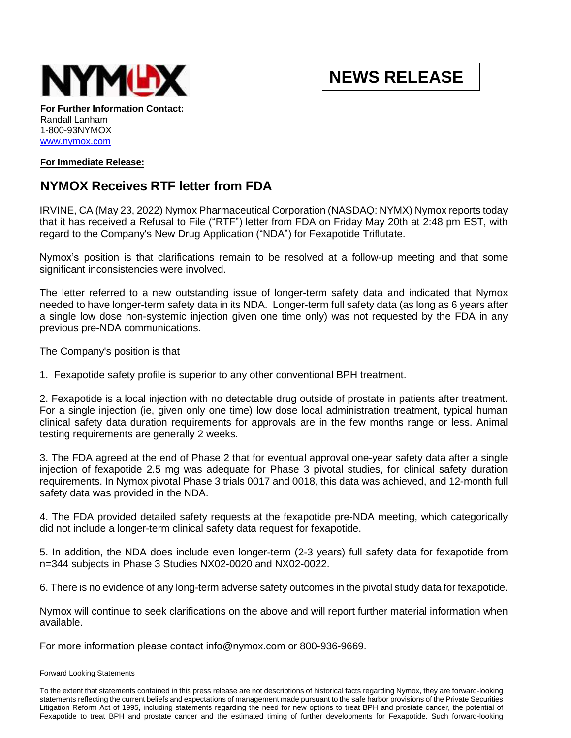NYMOX

**NEWS RELEASE**

**For Further Information Contact:**
Randall Lanham
1-800-93NYMOX
[www.nymox.com](http://www.nymox.com)

**For Immediate Release:**

## NYMOX Receives RTF letter from FDA

IRVINE, CA (May 23, 2022) Nymox Pharmaceutical Corporation (NASDAQ: NYMX) Nymox reports today that it has received a Refusal to File ("RTF") letter from FDA on Friday May 20th at 2:48 pm EST, with regard to the Company's New Drug Application ("NDA") for Fexapotide Triflutate.

Nymox's position is that clarifications remain to be resolved at a follow-up meeting and that some significant inconsistencies were involved.

The letter referred to a new outstanding issue of longer-term safety data and indicated that Nymox needed to have longer-term safety data in its NDA. Longer-term full safety data (as long as 6 years after a single low dose non-systemic injection given one time only) was not requested by the FDA in any previous pre-NDA communications.

The Company's position is that

1. Fexapotide safety profile is superior to any other conventional BPH treatment.

2. Fexapotide is a local injection with no detectable drug outside of prostate in patients after treatment. For a single injection (ie, given only one time) low dose local administration treatment, typical human clinical safety data duration requirements for approvals are in the few months range or less. Animal testing requirements are generally 2 weeks.

3. The FDA agreed at the end of Phase 2 that for eventual approval one-year safety data after a single injection of fexapotide 2.5 mg was adequate for Phase 3 pivotal studies, for clinical safety duration requirements. In Nymox pivotal Phase 3 trials 0017 and 0018, this data was achieved, and 12-month full safety data was provided in the NDA.

4. The FDA provided detailed safety requests at the fexapotide pre-NDA meeting, which categorically did not include a longer-term clinical safety data request for fexapotide.

5. In addition, the NDA does include even longer-term (2-3 years) full safety data for fexapotide from n=344 subjects in Phase 3 Studies NX02-0020 and NX02-0022.

6. There is no evidence of any long-term adverse safety outcomes in the pivotal study data for fexapotide.

Nymox will continue to seek clarifications on the above and will report further material information when available.

For more information please contact info@nymox.com or 800-936-9669.

Forward Looking Statements

To the extent that statements contained in this press release are not descriptions of historical facts regarding Nymox, they are forward-looking statements reflecting the current beliefs and expectations of management made pursuant to the safe harbor provisions of the Private Securities Litigation Reform Act of 1995, including statements regarding the need for new options to treat BPH and prostate cancer, the potential of Fexapotide to treat BPH and prostate cancer and the estimated timing of further developments for Fexapotide. Such forward-looking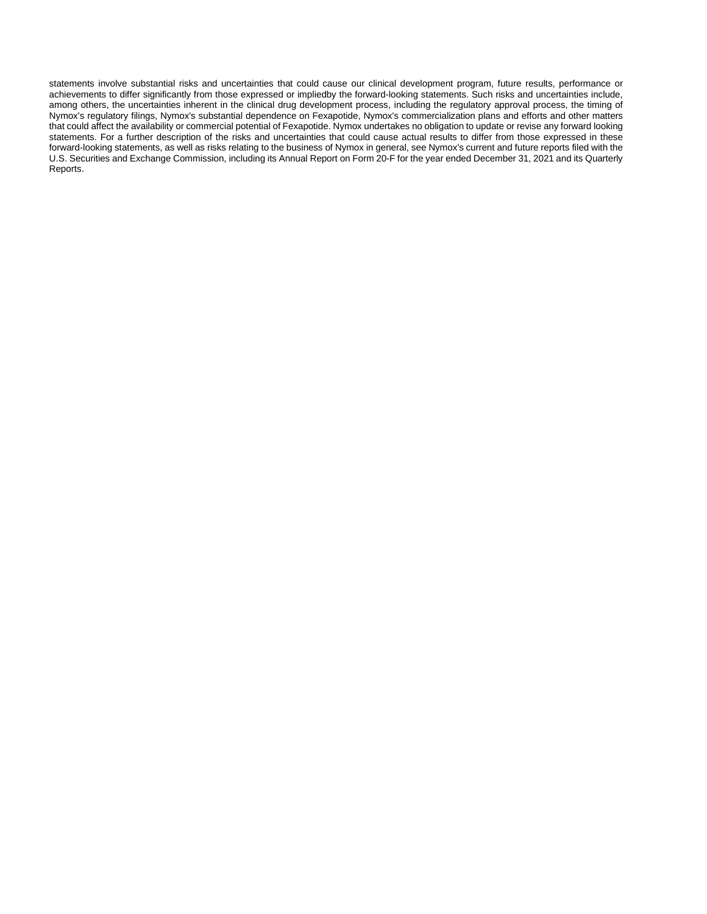statements involve substantial risks and uncertainties that could cause our clinical development program, future results, performance or achievements to differ significantly from those expressed or impliedby the forward-looking statements. Such risks and uncertainties include, among others, the uncertainties inherent in the clinical drug development process, including the regulatory approval process, the timing of Nymox's regulatory filings, Nymox's substantial dependence on Fexapotide, Nymox's commercialization plans and efforts and other matters that could affect the availability or commercial potential of Fexapotide. Nymox undertakes no obligation to update or revise any forward looking statements. For a further description of the risks and uncertainties that could cause actual results to differ from those expressed in these forward-looking statements, as well as risks relating to the business of Nymox in general, see Nymox's current and future reports filed with the U.S. Securities and Exchange Commission, including its Annual Report on Form 20-F for the year ended December 31, 2021 and its Quarterly Reports.